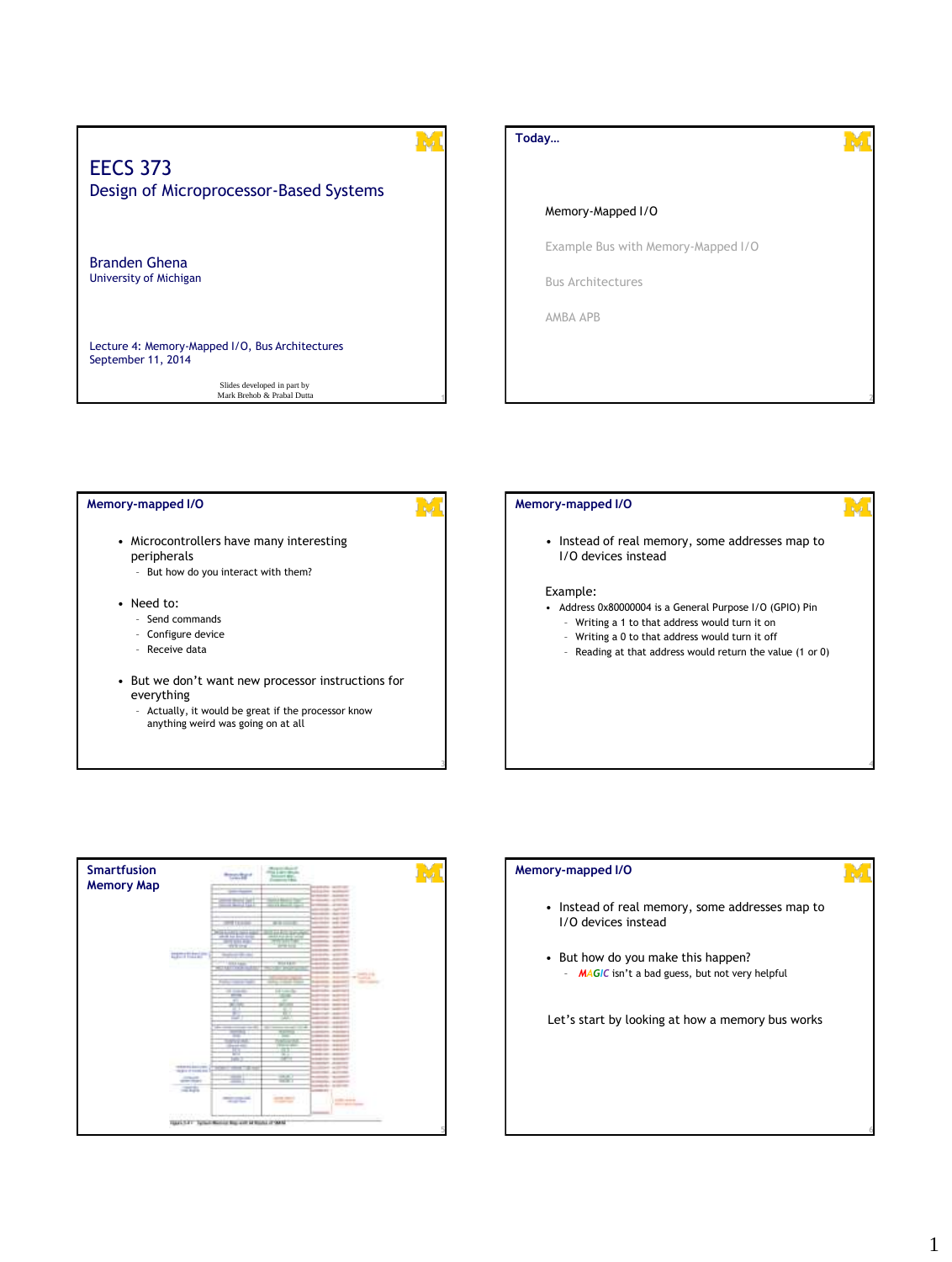# EECS 373

## Design of Microprocessor-Based Systems

Branden Ghena
University of Michigan

Lecture 4: Memory-Mapped I/O, Bus Architectures
September 11, 2014

Slides developed in part by
Mark Brehob & Prabal Dutta

## Today…

Memory-Mapped I/O

Example Bus with Memory-Mapped I/O

Bus Architectures

AMBA APB

## Memory-mapped I/O

- Microcontrollers have many interesting peripherals
  - But how do you interact with them?
- Need to:
  - Send commands
  - Configure device
  - Receive data
- But we don't want new processor instructions for everything
  - Actually, it would be great if the processor know anything weird was going on at all

## Memory-mapped I/O

- Instead of real memory, some addresses map to I/O devices instead

Example:

- Address 0x80000004 is a General Purpose I/O (GPIO) Pin
  - Writing a 1 to that address would turn it on
  - Writing a 0 to that address would turn it off
  - Reading at that address would return the value (1 or 0)

## Smartfusion Memory Map

## Memory-mapped I/O

- Instead of real memory, some addresses map to I/O devices instead
- But how do you make this happen?
  - *MAGIC* isn't a bad guess, but not very helpful

Let's start by looking at how a memory bus works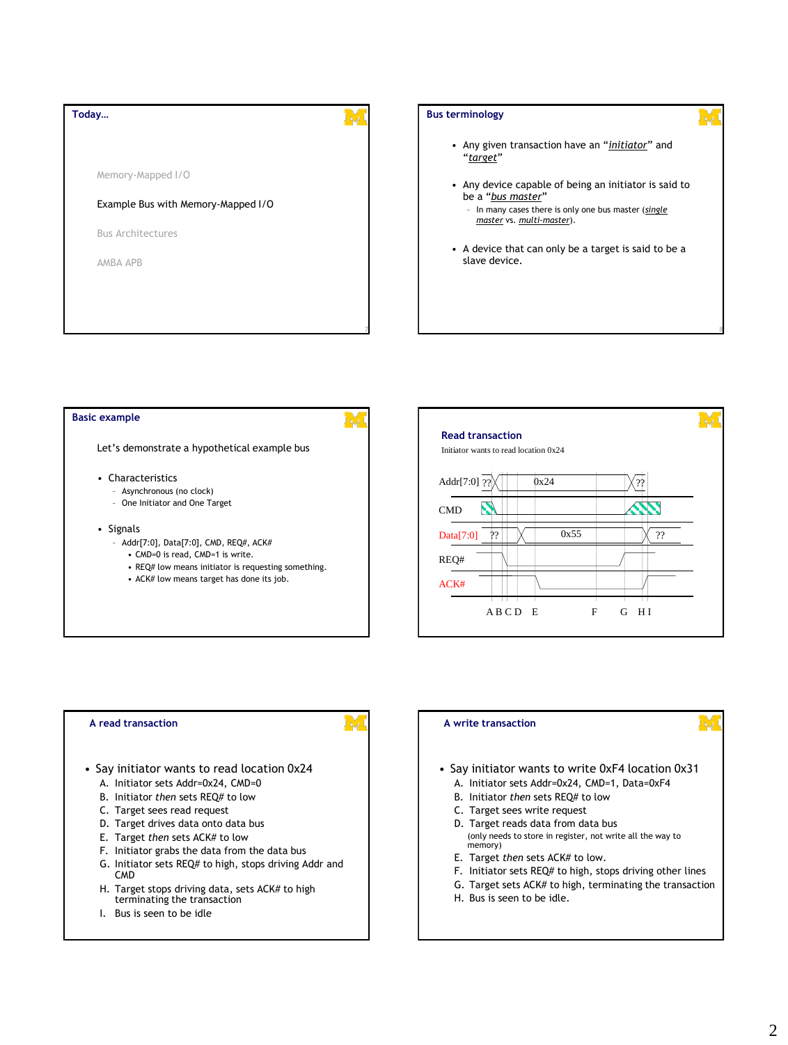## Today…

Memory-Mapped I/O

Example Bus with Memory-Mapped I/O

Bus Architectures

AMBA APB

## Bus terminology

- Any given transaction have an “*initiator*” and “*target*”
- Any device capable of being an initiator is said to be a “*bus master*”
  - In many cases there is only one bus master (*single master* vs. *multi-master*).
- A device that can only be a target is said to be a slave device.

## Basic example

Let’s demonstrate a hypothetical example bus

- Characteristics
  - Asynchronous (no clock)
  - One Initiator and One Target
- Signals
  - Addr[7:0], Data[7:0], CMD, REQ#, ACK#
    - CMD=0 is read, CMD=1 is write.
    - REQ# low means initiator is requesting something.
    - ACK# low means target has done its job.

## Read transaction

Initiator wants to read location 0x24

Addr[7:0] ?? 0x24 ??

CMD

Data[7:0] ?? 0x55 ??

REQ#

ACK#

A B C D E F G H I

## A read transaction

- Say initiator wants to read location 0x24
  A. Initiator sets Addr=0x24, CMD=0
  B. Initiator *then* sets REQ# to low
  C. Target sees read request
  D. Target drives data onto data bus
  E. Target *then* sets ACK# to low
  F. Initiator grabs the data from the data bus
  G. Initiator sets REQ# to high, stops driving Addr and CMD
  H. Target stops driving data, sets ACK# to high terminating the transaction
  I. Bus is seen to be idle

## A write transaction

- Say initiator wants to write 0xF4 location 0x31
  A. Initiator sets Addr=0x24, CMD=1, Data=0xF4
  B. Initiator *then* sets REQ# to low
  C. Target sees write request
  D. Target reads data from data bus
     (only needs to store in register, not write all the way to memory)
  E. Target *then* sets ACK# to low.
  F. Initiator sets REQ# to high, stops driving other lines
  G. Target sets ACK# to high, terminating the transaction
  H. Bus is seen to be idle.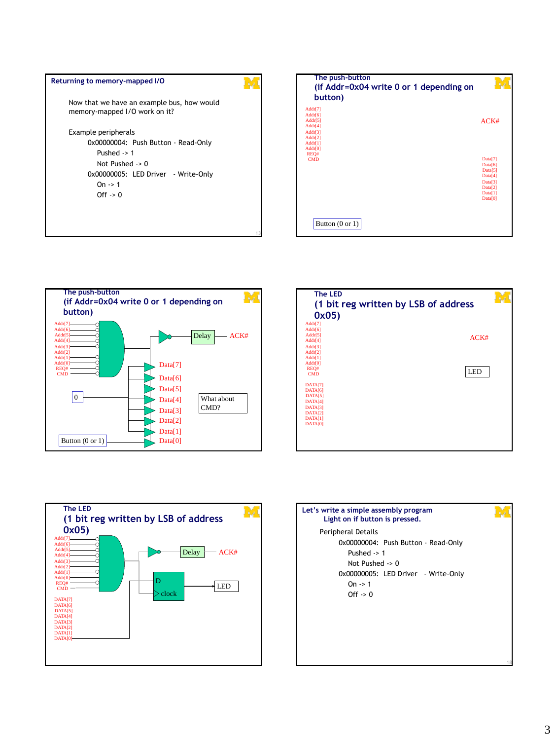## Returning to memory-mapped I/O

Now that we have an example bus, how would memory-mapped I/O work on it?

Example peripherals

- 0x00000004: Push Button - Read-Only
  - Pushed -> 1
  - Not Pushed -> 0
- 0x00000005: LED Driver - Write-Only
  - On -> 1
  - Off -> 0

## The push-button (if Addr=0x04 write 0 or 1 depending on button)

Addr[7] Addr[6] Addr[5] Addr[4] Addr[3] Addr[2] Addr[1] Addr[0] REQ# CMD

ACK#

Data[7] Data[6] Data[5] Data[4] Data[3] Data[2] Data[1] Data[0]

Button (0 or 1)

## The push-button (if Addr=0x04 write 0 or 1 depending on button)

Addr[7] Addr[6] Addr[5] Addr[4] Addr[3] Addr[2] Addr[1] Addr[0] REQ# CMD

Delay

ACK#

Data[7] Data[6] Data[5] Data[4] Data[3] Data[2] Data[1] Data[0]

0

What about CMD?

Button (0 or 1)

## The LED (1 bit reg written by LSB of address 0x05)

Addr[7] Addr[6] Addr[5] Addr[4] Addr[3] Addr[2] Addr[1] Addr[0] REQ# CMD

ACK#

LED

DATA[7] DATA[6] DATA[5] DATA[4] DATA[3] DATA[2] DATA[1] DATA[0]

## The LED (1 bit reg written by LSB of address 0x05)

Addr[7] Addr[6] Addr[5] Addr[4] Addr[3] Addr[2] Addr[1] Addr[0] REQ# CMD

Delay

ACK#

D

clock

LED

DATA[7] DATA[6] DATA[5] DATA[4] DATA[3] DATA[2] DATA[1] DATA[0]

## Let's write a simple assembly program Light on if button is pressed.

Peripheral Details

- 0x00000004: Push Button - Read-Only
  - Pushed -> 1
  - Not Pushed -> 0
- 0x00000005: LED Driver - Write-Only
  - On -> 1
  - Off -> 0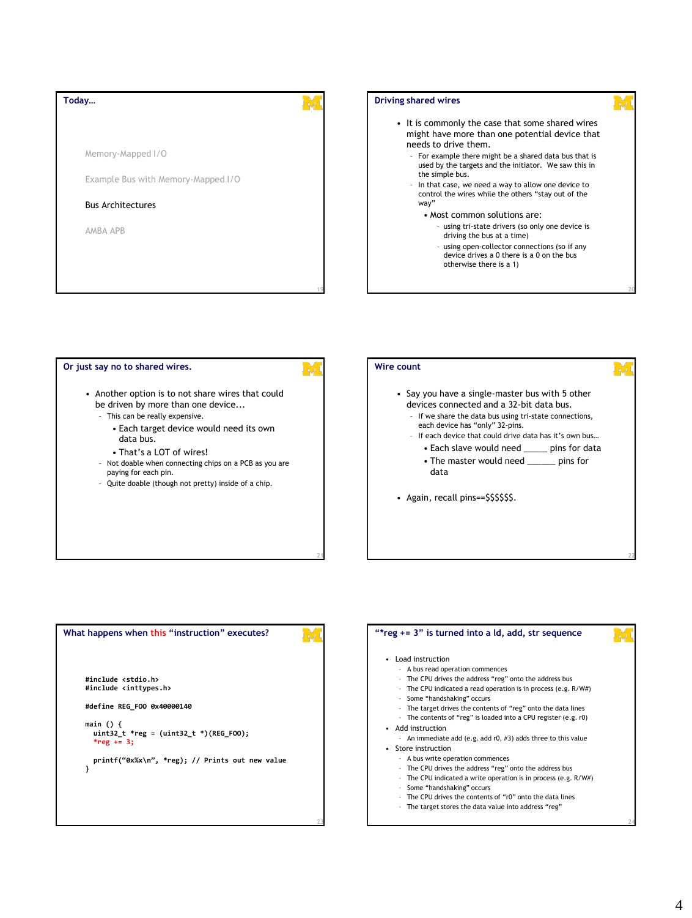## Today…

Memory-Mapped I/O

Example Bus with Memory-Mapped I/O

Bus Architectures

AMBA APB

## Driving shared wires

- It is commonly the case that some shared wires might have more than one potential device that needs to drive them.
  - For example there might be a shared data bus that is used by the targets and the initiator. We saw this in the simple bus.
  - In that case, we need a way to allow one device to control the wires while the others "stay out of the way"
    - Most common solutions are:
      - using tri-state drivers (so only one device is driving the bus at a time)
      - using open-collector connections (so if any device drives a 0 there is a 0 on the bus otherwise there is a 1)

## Or just say no to shared wires.

- Another option is to not share wires that could be driven by more than one device...
  - This can be really expensive.
    - Each target device would need its own data bus.
    - That's a LOT of wires!
  - Not doable when connecting chips on a PCB as you are paying for each pin.
  - Quite doable (though not pretty) inside of a chip.

## Wire count

- Say you have a single-master bus with 5 other devices connected and a 32-bit data bus.
  - If we share the data bus using tri-state connections, each device has "only" 32-pins.
  - If each device that could drive data has it's own bus…
    - Each slave would need _____ pins for data
    - The master would need ______ pins for data

- Again, recall pins==$$$$$$.

## What happens when this "instruction" executes?

```
#include <stdio.h>
#include <inttypes.h>

#define REG_FOO 0x40000140

main () {
  uint32_t *reg = (uint32_t *)(REG_FOO);
  *reg += 3;

  printf("0x%x\n", *reg); // Prints out new value
}
```

## "*reg += 3" is turned into a ld, add, str sequence

- Load instruction
  - A bus read operation commences
  - The CPU drives the address "reg" onto the address bus
  - The CPU indicated a read operation is in process (e.g. R/W#)
  - Some "handshaking" occurs
  - The target drives the contents of "reg" onto the data lines
  - The contents of "reg" is loaded into a CPU register (e.g. r0)
- Add instruction
  - An immediate add (e.g. add r0, #3) adds three to this value
- Store instruction
  - A bus write operation commences
  - The CPU drives the address "reg" onto the address bus
  - The CPU indicated a write operation is in process (e.g. R/W#)
  - Some "handshaking" occurs
  - The CPU drives the contents of "r0" onto the data lines
  - The target stores the data value into address "reg"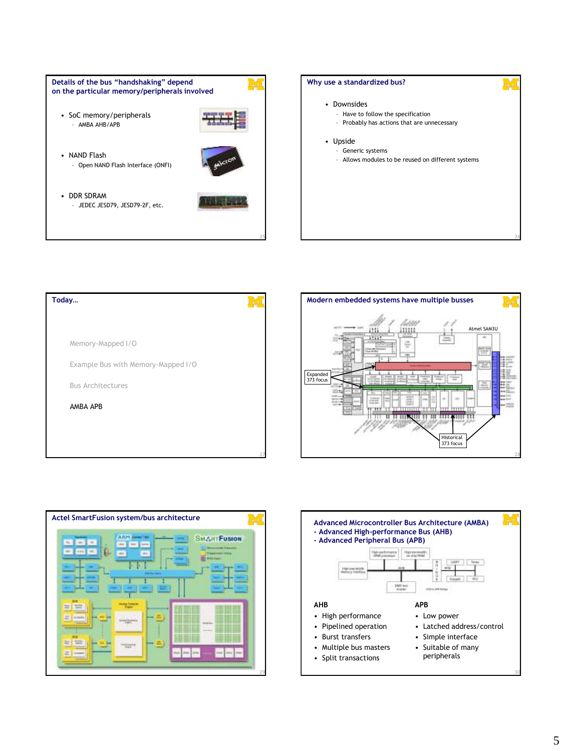## Details of the bus "handshaking" depend on the particular memory/peripherals involved

- SoC memory/peripherals
  - AMBA AHB/APB
- NAND Flash
  - Open NAND Flash Interface (ONFI)
- DDR SDRAM
  - JEDEC JESD79, JESD79-2F, etc.

## Why use a standardized bus?

- Downsides
  - Have to follow the specification
  - Probably has actions that are unnecessary
- Upside
  - Generic systems
  - Allows modules to be reused on different systems

## Today…

Memory-Mapped I/O

Example Bus with Memory-Mapped I/O

Bus Architectures

AMBA APB

## Modern embedded systems have multiple busses

Atmel SAM3U

Expanded 373 focus

Historical 373 focus

## Actel SmartFusion system/bus architecture

## Advanced Microcontroller Bus Architecture (AMBA) - Advanced High-performance Bus (AHB) - Advanced Peripheral Bus (APB)

**AHB**
- High performance
- Pipelined operation
- Burst transfers
- Multiple bus masters
- Split transactions

**APB**
- Low power
- Latched address/control
- Simple interface
- Suitable of many peripherals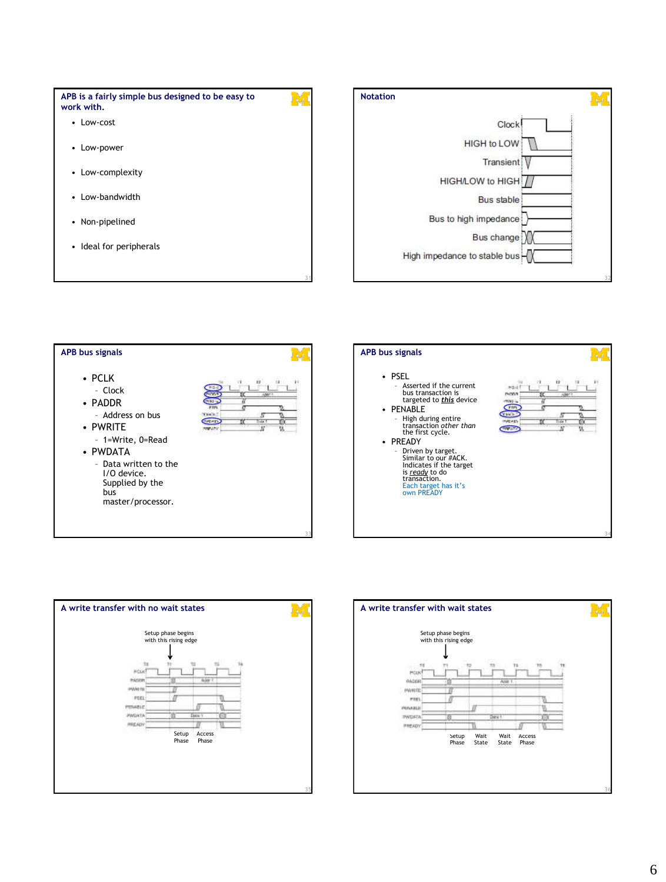## APB is a fairly simple bus designed to be easy to work with.

- Low-cost
- Low-power
- Low-complexity
- Low-bandwidth
- Non-pipelined
- Ideal for peripherals

## Notation

Clock

HIGH to LOW

Transient

HIGH/LOW to HIGH

Bus stable

Bus to high impedance

Bus change

High impedance to stable bus

## APB bus signals

- PCLK
  - Clock
- PADDR
  - Address on bus
- PWRITE
  - 1=Write, 0=Read
- PWDATA
  - Data written to the I/O device. Supplied by the bus master/processor.

## APB bus signals

- PSEL
  - Asserted if the current bus transaction is targeted to ***this*** device
- PENABLE
  - High during entire transaction *other than* the first cycle.
- PREADY
  - Driven by target. Similar to our #ACK. Indicates if the target is *ready* to do transaction. Each target has it's own PREADY

## A write transfer with no wait states

Setup phase begins with this rising edge

Setup Phase

Access Phase

## A write transfer with wait states

Setup phase begins with this rising edge

Setup Phase

Wait State

Wait State

Access Phase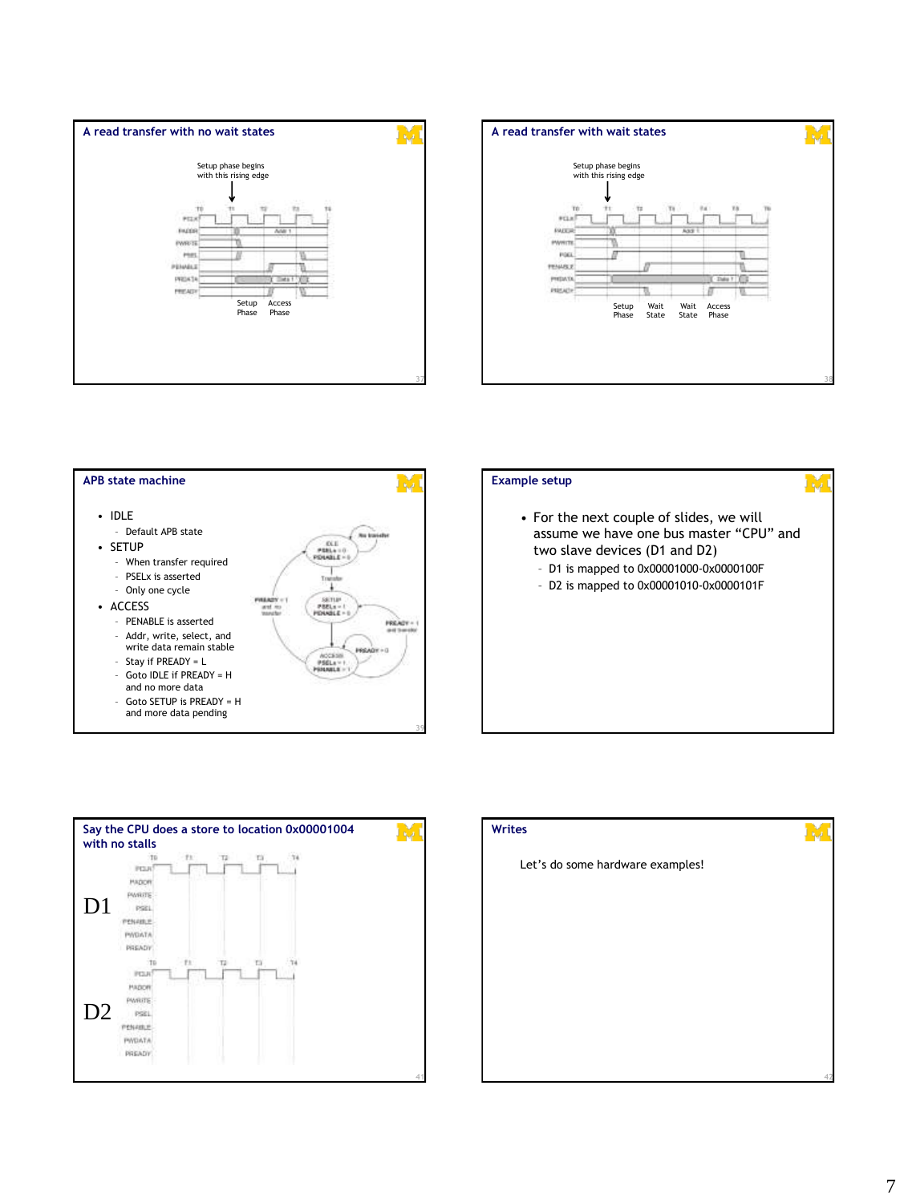## A read transfer with no wait states

Setup phase begins with this rising edge

T0 T1 T2 T3 T4

PCLK
PADDR
PWRITE
PSEL
PENABLE
PRDATA
PREADY

Addr 1
Data 1

Setup Phase
Access Phase

## A read transfer with wait states

Setup phase begins with this rising edge

T0 T1 T2 T3 T4 T5 T6

PCLK
PADDR
PWRITE
PSEL
PENABLE
PRDATA
PREADY

Addr 1
Data 1

Setup Phase
Wait State
Wait State
Access Phase

## APB state machine

- IDLE
  - Default APB state
- SETUP
  - When transfer required
  - PSELx is asserted
  - Only one cycle
- ACCESS
  - PENABLE is asserted
  - Addr, write, select, and write data remain stable
  - Stay if PREADY = L
  - Goto IDLE if PREADY = H and no more data
  - Goto SETUP is PREADY = H and more data pending

IDLE
PSELx = 0
PENABLE = 0

No transfer

Transfer

SETUP
PSELx = 1
PENABLE = 0

ACCESS
PSELx = 1
PENABLE = 1

PREADY = 1 and no transfer

PREADY = 1 and transfer

PREADY = 0

## Example setup

- For the next couple of slides, we will assume we have one bus master "CPU" and two slave devices (D1 and D2)
  - D1 is mapped to 0x00001000-0x0000100F
  - D2 is mapped to 0x00001010-0x0000101F

## Say the CPU does a store to location 0x00001004 with no stalls

D1

T0 T1 T2 T3 T4

PCLK
PADDR
PWRITE
PSEL
PENABLE
PWDATA
PREADY

D2

T0 T1 T2 T3 T4

PCLK
PADDR
PWRITE
PSEL
PENABLE
PWDATA
PREADY

## Writes

Let's do some hardware examples!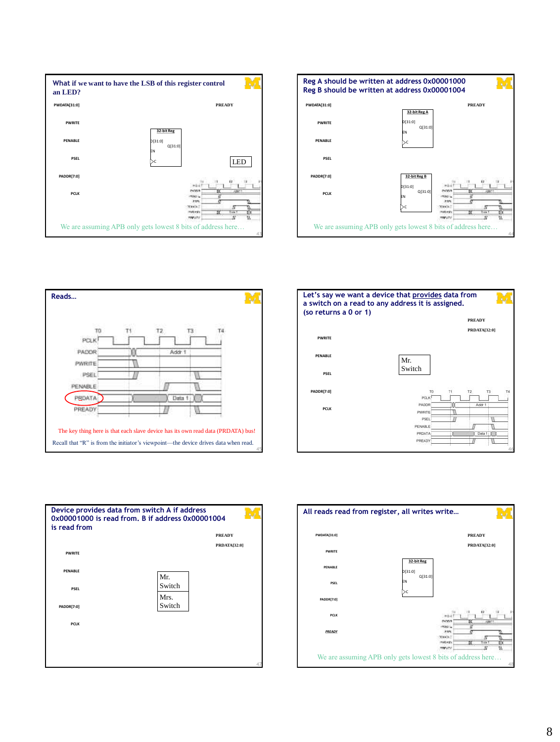## What if we want to have the LSB of this register control an LED?

PWDATA[31:0]

PWRITE

PENABLE

PSEL

PADDR[7:0]

PCLK

PREADY

32-bit Reg

D[31:0]

Q[31:0]

EN

C

LED

We are assuming APB only gets lowest 8 bits of address here…

## Reg A should be written at address 0x00001000 Reg B should be written at address 0x00001004

PWDATA[31:0]

PWRITE

PENABLE

PSEL

PADDR[7:0]

PCLK

PREADY

32-bit Reg A

D[31:0]

Q[31:0]

EN

C

32-bit Reg B

D[31:0]

Q[31:0]

EN

C

We are assuming APB only gets lowest 8 bits of address here…

## Reads…

T0 T1 T2 T3 T4

PCLK

PADDR

PWRITE

PSEL

PENABLE

PRDATA

PREADY

Addr 1

Data 1

The key thing here is that each slave device has its own read data (PRDATA) bus!

Recall that "R" is from the initiator's viewpoint—the device drives data when read.

## Let's say we want a device that provides data from a switch on a read to any address it is assigned. (so returns a 0 or 1)

PWRITE

PENABLE

PSEL

PADDR[7:0]

PCLK

PREADY

PRDATA[32:0]

Mr. Switch

## Device provides data from switch A if address 0x00001000 is read from. B if address 0x00001004 is read from

PWRITE

PENABLE

PSEL

PADDR[7:0]

PCLK

PREADY

PRDATA[32:0]

Mr. Switch

Mrs. Switch

## All reads read from register, all writes write…

PWDATA[31:0]

PWRITE

PENABLE

PSEL

PADDR[7:0]

PCLK

PREADY

PREADY

PRDATA[32:0]

32-bit Reg

D[31:0]

Q[31:0]

EN

C

We are assuming APB only gets lowest 8 bits of address here…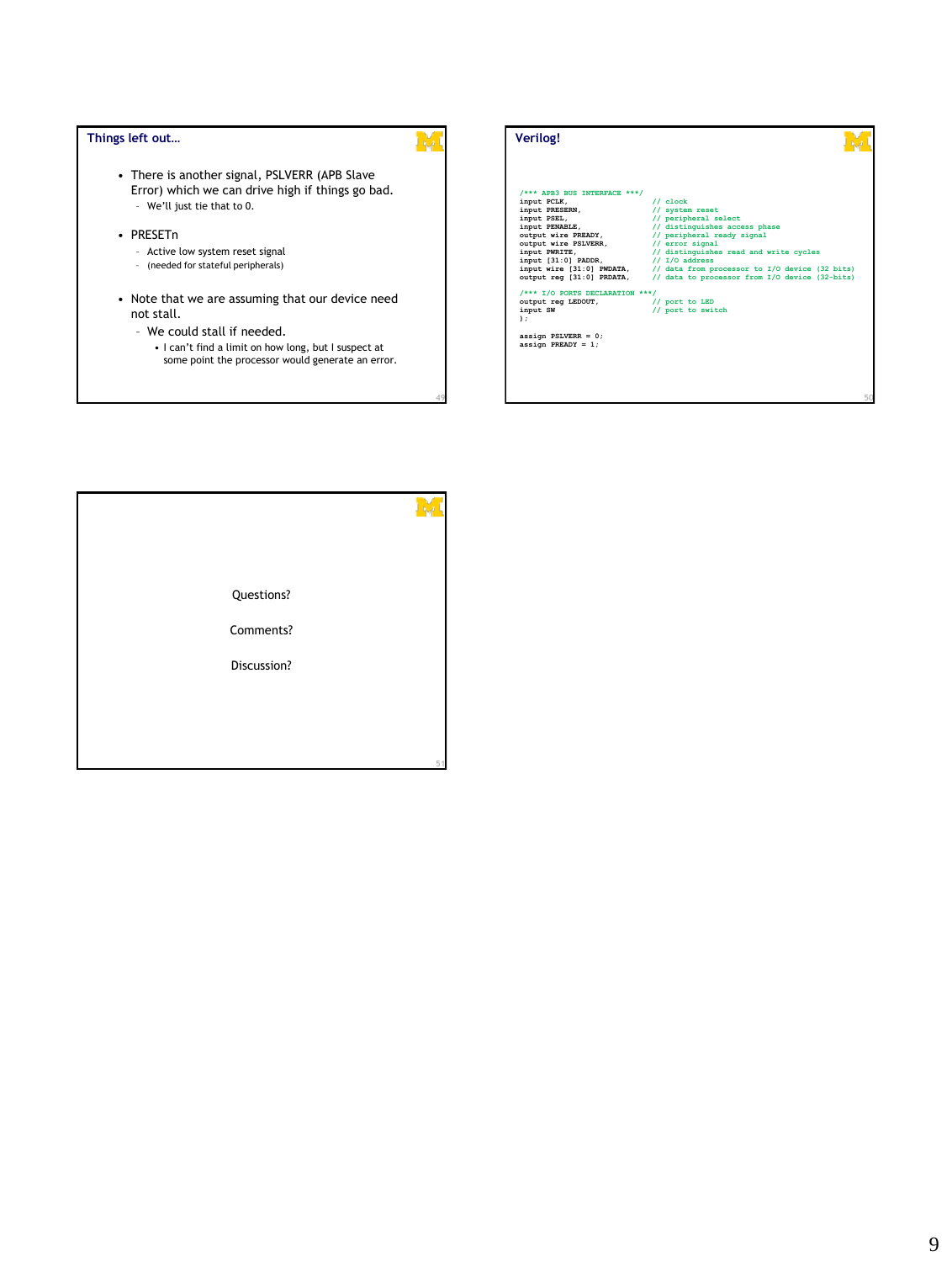## Things left out…

- There is another signal, PSLVERR (APB Slave Error) which we can drive high if things go bad.
  - We'll just tie that to 0.
- PRESETn
  - Active low system reset signal
  - (needed for stateful peripherals)
- Note that we are assuming that our device need not stall.
  - We could stall if needed.
    - I can't find a limit on how long, but I suspect at some point the processor would generate an error.

## Verilog!

```
/*** APB3 BUS INTERFACE ***/
input PCLK,                     // clock
input PRESERN,                  // system reset
input PSEL,                     // peripheral select
input PENABLE,                  // distinguishes access phase
output wire PREADY,             // peripheral ready signal
output wire PSLVERR,            // error signal
input PWRITE,                   // distinguishes read and write cycles
input [31:0] PADDR,             // I/O address
input wire [31:0] PWDATA,       // data from processor to I/O device (32 bits)
output reg [31:0] PRDATA,       // data to processor from I/O device (32-bits)

/*** I/O PORTS DECLARATION ***/
output reg LEDOUT,              // port to LED
input SW                        // port to switch
);

assign PSLVERR = 0;
assign PREADY = 1;
```

Questions?

Comments?

Discussion?